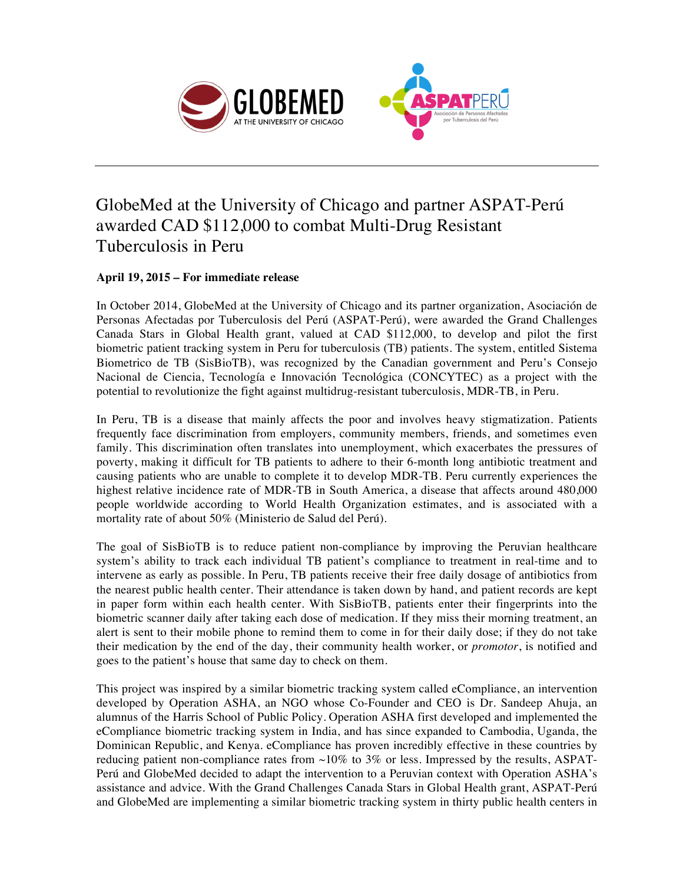# GlobeMed at the University of Chicago and partner ASPAT-Perú awarded CAD $112,000 to combat Multi-Drug Resistant Tuberculosis in Peru

**April 19, 2015 – For immediate release**

In October 2014, GlobeMed at the University of Chicago and its partner organization, Asociación de Personas Afectadas por Tuberculosis del Perú (ASPAT-Perú), were awarded the Grand Challenges Canada Stars in Global Health grant, valued at CAD $112,000, to develop and pilot the first biometric patient tracking system in Peru for tuberculosis (TB) patients. The system, entitled Sistema Biometrico de TB (SisBioTB), was recognized by the Canadian government and Peru's Consejo Nacional de Ciencia, Tecnología e Innovación Tecnológica (CONCYTEC) as a project with the potential to revolutionize the fight against multidrug-resistant tuberculosis, MDR-TB, in Peru.

In Peru, TB is a disease that mainly affects the poor and involves heavy stigmatization. Patients frequently face discrimination from employers, community members, friends, and sometimes even family. This discrimination often translates into unemployment, which exacerbates the pressures of poverty, making it difficult for TB patients to adhere to their 6-month long antibiotic treatment and causing patients who are unable to complete it to develop MDR-TB. Peru currently experiences the highest relative incidence rate of MDR-TB in South America, a disease that affects around 480,000 people worldwide according to World Health Organization estimates, and is associated with a mortality rate of about 50% (Ministerio de Salud del Perú).

The goal of SisBioTB is to reduce patient non-compliance by improving the Peruvian healthcare system's ability to track each individual TB patient's compliance to treatment in real-time and to intervene as early as possible. In Peru, TB patients receive their free daily dosage of antibiotics from the nearest public health center. Their attendance is taken down by hand, and patient records are kept in paper form within each health center. With SisBioTB, patients enter their fingerprints into the biometric scanner daily after taking each dose of medication. If they miss their morning treatment, an alert is sent to their mobile phone to remind them to come in for their daily dose; if they do not take their medication by the end of the day, their community health worker, or *promotor*, is notified and goes to the patient's house that same day to check on them.

This project was inspired by a similar biometric tracking system called eCompliance, an intervention developed by Operation ASHA, an NGO whose Co-Founder and CEO is Dr. Sandeep Ahuja, an alumnus of the Harris School of Public Policy. Operation ASHA first developed and implemented the eCompliance biometric tracking system in India, and has since expanded to Cambodia, Uganda, the Dominican Republic, and Kenya. eCompliance has proven incredibly effective in these countries by reducing patient non-compliance rates from ~10% to 3% or less. Impressed by the results, ASPAT-Perú and GlobeMed decided to adapt the intervention to a Peruvian context with Operation ASHA's assistance and advice. With the Grand Challenges Canada Stars in Global Health grant, ASPAT-Perú and GlobeMed are implementing a similar biometric tracking system in thirty public health centers in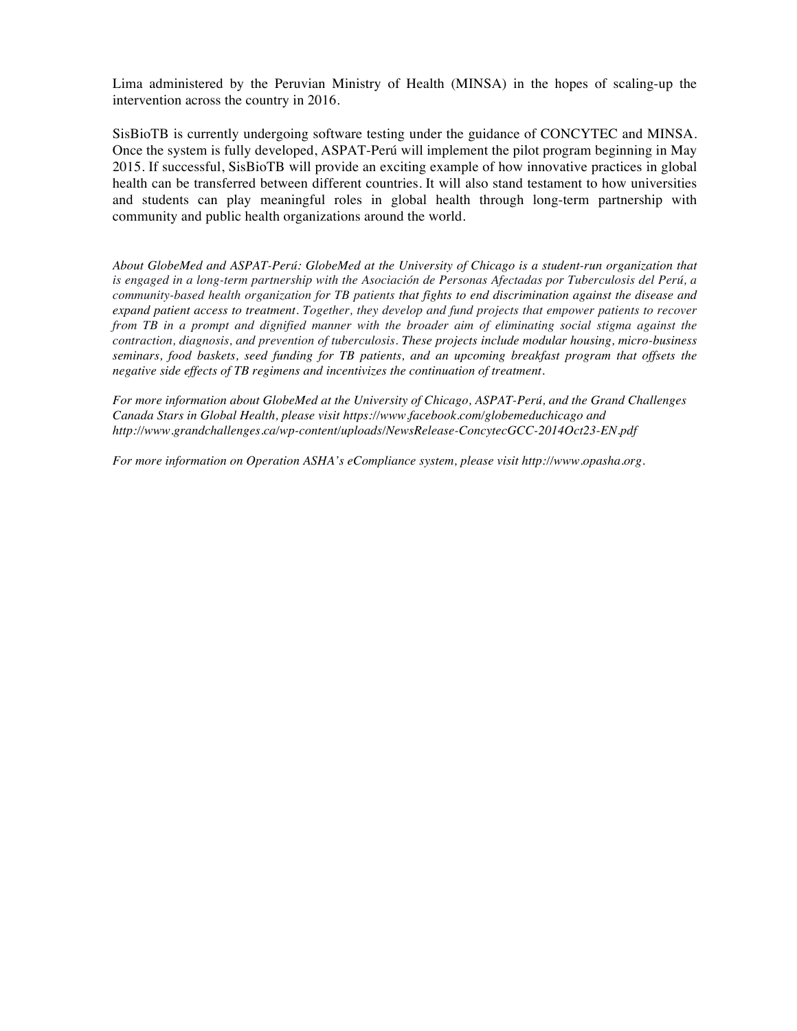Lima administered by the Peruvian Ministry of Health (MINSA) in the hopes of scaling-up the intervention across the country in 2016.

SisBioTB is currently undergoing software testing under the guidance of CONCYTEC and MINSA. Once the system is fully developed, ASPAT-Perú will implement the pilot program beginning in May 2015. If successful, SisBioTB will provide an exciting example of how innovative practices in global health can be transferred between different countries. It will also stand testament to how universities and students can play meaningful roles in global health through long-term partnership with community and public health organizations around the world.

*About GlobeMed and ASPAT-Perú: GlobeMed at the University of Chicago is a student-run organization that is engaged in a long-term partnership with the Asociación de Personas Afectadas por Tuberculosis del Perú, a community-based health organization for TB patients that fights to end discrimination against the disease and expand patient access to treatment. Together, they develop and fund projects that empower patients to recover from TB in a prompt and dignified manner with the broader aim of eliminating social stigma against the contraction, diagnosis, and prevention of tuberculosis. These projects include modular housing, micro-business seminars, food baskets, seed funding for TB patients, and an upcoming breakfast program that offsets the negative side effects of TB regimens and incentivizes the continuation of treatment.*

*For more information about GlobeMed at the University of Chicago, ASPAT-Perú, and the Grand Challenges Canada Stars in Global Health, please visit https://www.facebook.com/globemeduchicago and http://www.grandchallenges.ca/wp-content/uploads/NewsRelease-ConcytecGCC-2014Oct23-EN.pdf*

*For more information on Operation ASHA's eCompliance system, please visit http://www.opasha.org.*